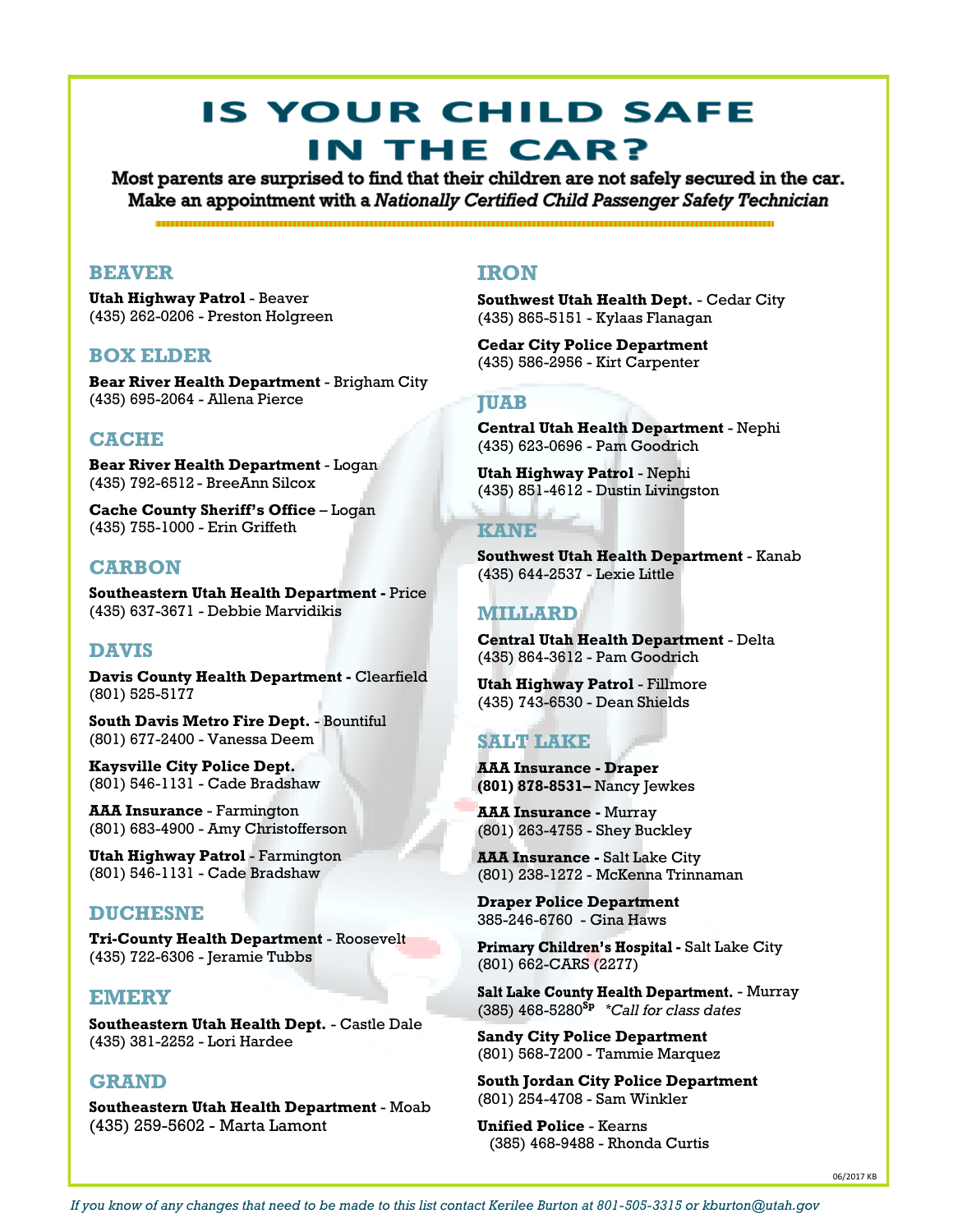# IS YOUR CHILD SAFE IN THE CAR?

**Most parents are surprised to find that their children are not safely secured in the car. Make an appointment with a *Nationally Certified Child Passenger Safety Technician***

## BEAVER

**Utah Highway Patrol** - Beaver
(435) 262-0206 - Preston Holgreen

## BOX ELDER

**Bear River Health Department** - Brigham City
(435) 695-2064 - Allena Pierce

## CACHE

**Bear River Health Department** - Logan
(435) 792-6512 - BreeAnn Silcox

**Cache County Sheriff's Office** – Logan
(435) 755-1000 - Erin Griffeth

## CARBON

**Southeastern Utah Health Department -** Price
(435) 637-3671 - Debbie Marvidikis

## DAVIS

**Davis County Health Department -** Clearfield
(801) 525-5177

**South Davis Metro Fire Dept.** - Bountiful
(801) 677-2400 - Vanessa Deem

**Kaysville City Police Dept.**
(801) 546-1131 - Cade Bradshaw

**AAA Insurance** - Farmington
(801) 683-4900 - Amy Christofferson

**Utah Highway Patrol** - Farmington
(801) 546-1131 - Cade Bradshaw

## DUCHESNE

**Tri-County Health Department** - Roosevelt
(435) 722-6306 - Jeramie Tubbs

## EMERY

**Southeastern Utah Health Dept.** - Castle Dale
(435) 381-2252 - Lori Hardee

## GRAND

**Southeastern Utah Health Department** - Moab
(435) 259-5602 - Marta Lamont

## IRON

**Southwest Utah Health Dept.** - Cedar City
(435) 865-5151 - Kylaas Flanagan

**Cedar City Police Department**
(435) 586-2956 - Kirt Carpenter

## JUAB

**Central Utah Health Department** - Nephi
(435) 623-0696 - Pam Goodrich

**Utah Highway Patrol** - Nephi
(435) 851-4612 - Dustin Livingston

## KANE

**Southwest Utah Health Department** - Kanab
(435) 644-2537 - Lexie Little

## MILLARD

**Central Utah Health Department** - Delta
(435) 864-3612 - Pam Goodrich

**Utah Highway Patrol** - Fillmore
(435) 743-6530 - Dean Shields

## SALT LAKE

**AAA Insurance - Draper**
**(801) 878-8531–** Nancy Jewkes

**AAA Insurance -** Murray
(801) 263-4755 - Shey Buckley

**AAA Insurance -** Salt Lake City
(801) 238-1272 - McKenna Trinnaman

**Draper Police Department**
385-246-6760 - Gina Haws

**Primary Children's Hospital -** Salt Lake City
(801) 662-CARS (2277)

**Salt Lake County Health Department.** - Murray
(385) 468-5280[Sp] *\*Call for class dates*

**Sandy City Police Department**
(801) 568-7200 - Tammie Marquez

**South Jordan City Police Department**
(801) 254-4708 - Sam Winkler

**Unified Police** - Kearns
(385) 468-9488 - Rhonda Curtis

06/2017 KB

*If you know of any changes that need to be made to this list contact Kerilee Burton at 801-505-3315 or kburton@utah.gov*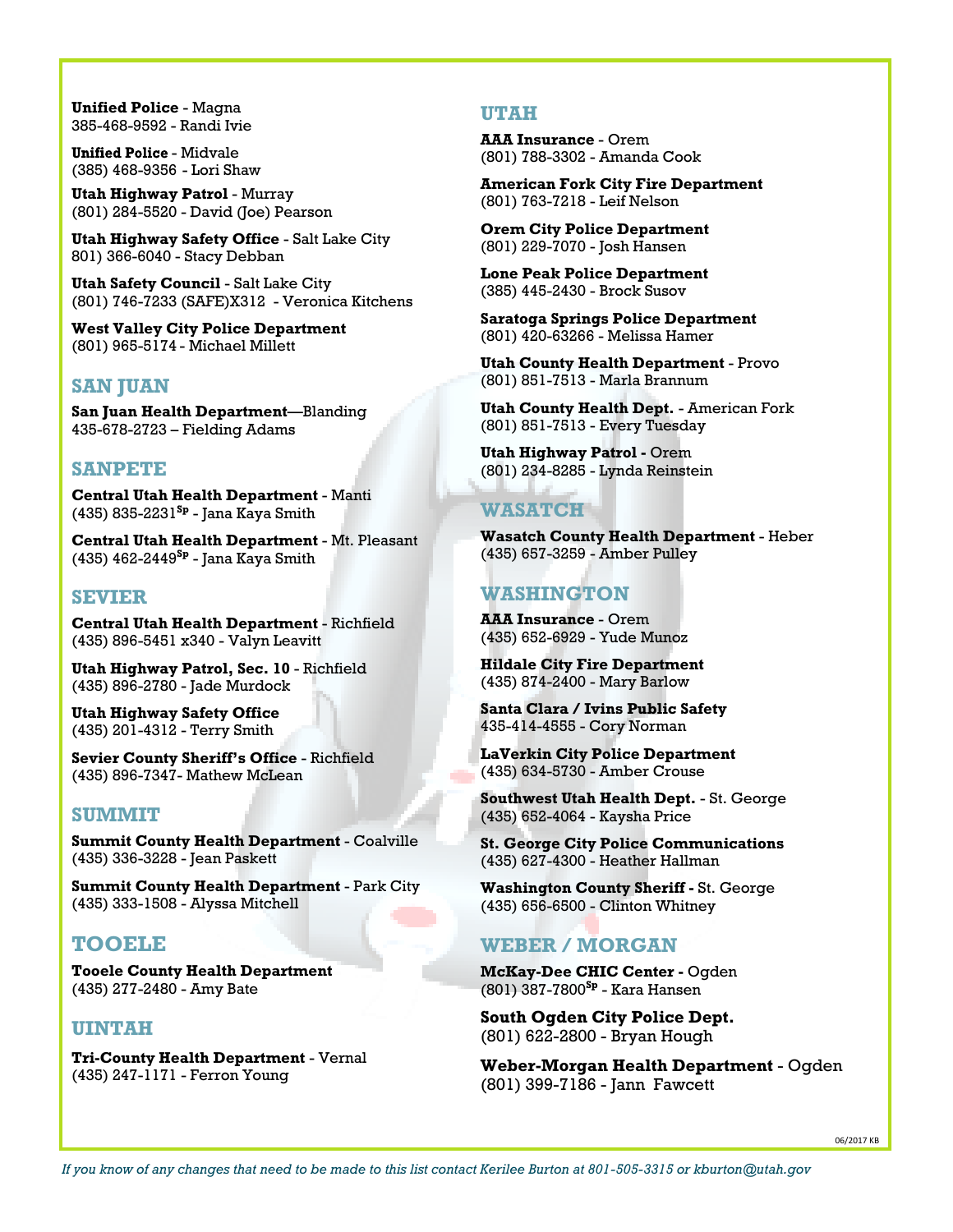**Unified Police** - Magna
385-468-9592 - Randi Ivie

**Unified Police** - Midvale
(385) 468-9356 - Lori Shaw

**Utah Highway Patrol** - Murray
(801) 284-5520 - David (Joe) Pearson

**Utah Highway Safety Office** - Salt Lake City
801) 366-6040 - Stacy Debban

**Utah Safety Council** - Salt Lake City
(801) 746-7233 (SAFE)X312 - Veronica Kitchens

**West Valley City Police Department**
(801) 965-5174 - Michael Millett

## SAN JUAN

**San Juan Health Department**—Blanding
435-678-2723 – Fielding Adams

## SANPETE

**Central Utah Health Department** - Manti
(435) 835-2231[Sp] - Jana Kaya Smith

**Central Utah Health Department** - Mt. Pleasant
(435) 462-2449[Sp] - Jana Kaya Smith

## SEVIER

**Central Utah Health Department** - Richfield
(435) 896-5451 x340 - Valyn Leavitt

**Utah Highway Patrol, Sec. 10** - Richfield
(435) 896-2780 - Jade Murdock

**Utah Highway Safety Office**
(435) 201-4312 - Terry Smith

**Sevier County Sheriff's Office** - Richfield
(435) 896-7347- Mathew McLean

## SUMMIT

**Summit County Health Department** - Coalville
(435) 336-3228 - Jean Paskett

**Summit County Health Department** - Park City
(435) 333-1508 - Alyssa Mitchell

## TOOELE

**Tooele County Health Department**
(435) 277-2480 - Amy Bate

## UINTAH

**Tri-County Health Department** - Vernal
(435) 247-1171 - Ferron Young

## UTAH

**AAA Insurance** - Orem
(801) 788-3302 - Amanda Cook

**American Fork City Fire Department**
(801) 763-7218 - Leif Nelson

**Orem City Police Department**
(801) 229-7070 - Josh Hansen

**Lone Peak Police Department**
(385) 445-2430 - Brock Susov

**Saratoga Springs Police Department**
(801) 420-63266 - Melissa Hamer

**Utah County Health Department** - Provo
(801) 851-7513 - Marla Brannum

**Utah County Health Dept.** - American Fork
(801) 851-7513 - Every Tuesday

**Utah Highway Patrol** - Orem
(801) 234-8285 - Lynda Reinstein

## WASATCH

**Wasatch County Health Department** - Heber
(435) 657-3259 - Amber Pulley

## WASHINGTON

**AAA Insurance** - Orem
(435) 652-6929 - Yude Munoz

**Hildale City Fire Department**
(435) 874-2400 - Mary Barlow

**Santa Clara / Ivins Public Safety**
435-414-4555 - Cory Norman

**LaVerkin City Police Department**
(435) 634-5730 - Amber Crouse

**Southwest Utah Health Dept.** - St. George
(435) 652-4064 - Kaysha Price

**St. George City Police Communications**
(435) 627-4300 - Heather Hallman

**Washington County Sheriff** - St. George
(435) 656-6500 - Clinton Whitney

## WEBER / MORGAN

**McKay-Dee CHIC Center** - Ogden
(801) 387-7800[Sp] - Kara Hansen

**South Ogden City Police Dept.**
(801) 622-2800 - Bryan Hough

**Weber-Morgan Health Department** - Ogden
(801) 399-7186 - Jann Fawcett

06/2017 KB

*If you know of any changes that need to be made to this list contact Kerilee Burton at 801-505-3315 or kburton@utah.gov*